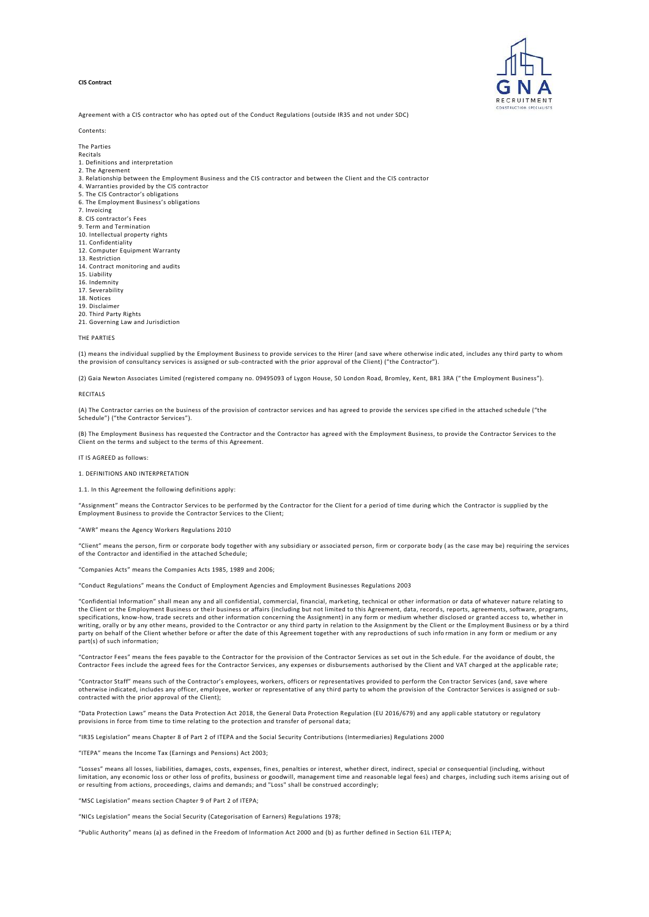**CIS Contract**

Agreement with a CIS contractor who has opted out of the Conduct Regulations (outside IR35 and not under SDC)

Contents:

The Parties
Recitals
1. Definitions and interpretation
2. The Agreement
3. Relationship between the Employment Business and the CIS contractor and between the Client and the CIS contractor
4. Warranties provided by the CIS contractor
5. The CIS Contractor's obligations
6. The Employment Business's obligations
7. Invoicing
8. CIS contractor's Fees
9. Term and Termination
10. Intellectual property rights
11. Confidentiality
12. Computer Equipment Warranty
13. Restriction
14. Contract monitoring and audits
15. Liability
16. Indemnity
17. Severability
18. Notices
19. Disclaimer
20. Third Party Rights
21. Governing Law and Jurisdiction

THE PARTIES

(1) means the individual supplied by the Employment Business to provide services to the Hirer (and save where otherwise indicated, includes any third party to whom the provision of consultancy services is assigned or sub-contracted with the prior approval of the Client) ("the Contractor").

(2) Gaia Newton Associates Limited (registered company no. 09495093 of Lygon House, 50 London Road, Bromley, Kent, BR1 3RA ("the Employment Business").

RECITALS

(A) The Contractor carries on the business of the provision of contractor services and has agreed to provide the services specified in the attached schedule ("the Schedule") ("the Contractor Services").

(B) The Employment Business has requested the Contractor and the Contractor has agreed with the Employment Business, to provide the Contractor Services to the Client on the terms and subject to the terms of this Agreement.

IT IS AGREED as follows:

1. DEFINITIONS AND INTERPRETATION

1.1. In this Agreement the following definitions apply:

"Assignment" means the Contractor Services to be performed by the Contractor for the Client for a period of time during which the Contractor is supplied by the Employment Business to provide the Contractor Services to the Client;

"AWR" means the Agency Workers Regulations 2010

"Client" means the person, firm or corporate body together with any subsidiary or associated person, firm or corporate body (as the case may be) requiring the services of the Contractor and identified in the attached Schedule;

"Companies Acts" means the Companies Acts 1985, 1989 and 2006;

"Conduct Regulations" means the Conduct of Employment Agencies and Employment Businesses Regulations 2003

"Confidential Information" shall mean any and all confidential, commercial, financial, marketing, technical or other information or data of whatever nature relating to the Client or the Employment Business or their business or affairs (including but not limited to this Agreement, data, records, reports, agreements, software, programs, specifications, know-how, trade secrets and other information concerning the Assignment) in any form or medium whether disclosed or granted access to, whether in writing, orally or by any other means, provided to the Contractor or any third party in relation to the Assignment by the Client or the Employment Business or by a third party on behalf of the Client whether before or after the date of this Agreement together with any reproductions of such information in any form or medium or any part(s) of such information;

"Contractor Fees" means the fees payable to the Contractor for the provision of the Contractor Services as set out in the Schedule. For the avoidance of doubt, the Contractor Fees include the agreed fees for the Contractor Services, any expenses or disbursements authorised by the Client and VAT charged at the applicable rate;

"Contractor Staff" means such of the Contractor's employees, workers, officers or representatives provided to perform the Contractor Services (and, save where otherwise indicated, includes any officer, employee, worker or representative of any third party to whom the provision of the Contractor Services is assigned or sub-contracted with the prior approval of the Client);

"Data Protection Laws" means the Data Protection Act 2018, the General Data Protection Regulation (EU 2016/679) and any applicable statutory or regulatory provisions in force from time to time relating to the protection and transfer of personal data;

"IR35 Legislation" means Chapter 8 of Part 2 of ITEPA and the Social Security Contributions (Intermediaries) Regulations 2000

"ITEPA" means the Income Tax (Earnings and Pensions) Act 2003;

"Losses" means all losses, liabilities, damages, costs, expenses, fines, penalties or interest, whether direct, indirect, special or consequential (including, without limitation, any economic loss or other loss of profits, business or goodwill, management time and reasonable legal fees) and charges, including such items arising out of or resulting from actions, proceedings, claims and demands; and "Loss" shall be construed accordingly;

"MSC Legislation" means section Chapter 9 of Part 2 of ITEPA;

"NICs Legislation" means the Social Security (Categorisation of Earners) Regulations 1978;

"Public Authority" means (a) as defined in the Freedom of Information Act 2000 and (b) as further defined in Section 61L ITEPA;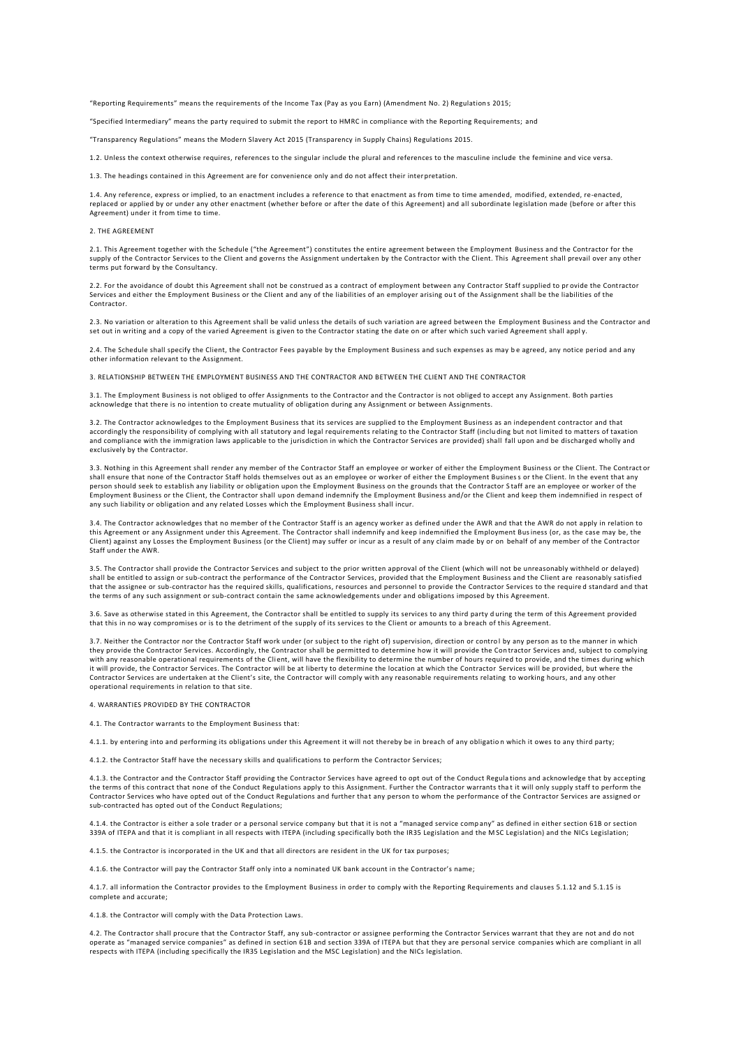"Reporting Requirements" means the requirements of the Income Tax (Pay as you Earn) (Amendment No. 2) Regulations 2015;

"Specified Intermediary" means the party required to submit the report to HMRC in compliance with the Reporting Requirements; and

"Transparency Regulations" means the Modern Slavery Act 2015 (Transparency in Supply Chains) Regulations 2015.

1.2. Unless the context otherwise requires, references to the singular include the plural and references to the masculine include the feminine and vice versa.

1.3. The headings contained in this Agreement are for convenience only and do not affect their interpretation.

1.4. Any reference, express or implied, to an enactment includes a reference to that enactment as from time to time amended, modified, extended, re-enacted, replaced or applied by or under any other enactment (whether before or after the date of this Agreement) and all subordinate legislation made (before or after this Agreement) under it from time to time.

2. THE AGREEMENT

2.1. This Agreement together with the Schedule ("the Agreement") constitutes the entire agreement between the Employment Business and the Contractor for the supply of the Contractor Services to the Client and governs the Assignment undertaken by the Contractor with the Client. This Agreement shall prevail over any other terms put forward by the Consultancy.

2.2. For the avoidance of doubt this Agreement shall not be construed as a contract of employment between any Contractor Staff supplied to provide the Contractor Services and either the Employment Business or the Client and any of the liabilities of an employer arising out of the Assignment shall be the liabilities of the Contractor.

2.3. No variation or alteration to this Agreement shall be valid unless the details of such variation are agreed between the Employment Business and the Contractor and set out in writing and a copy of the varied Agreement is given to the Contractor stating the date on or after which such varied Agreement shall apply.

2.4. The Schedule shall specify the Client, the Contractor Fees payable by the Employment Business and such expenses as may be agreed, any notice period and any other information relevant to the Assignment.

3. RELATIONSHIP BETWEEN THE EMPLOYMENT BUSINESS AND THE CONTRACTOR AND BETWEEN THE CLIENT AND THE CONTRACTOR

3.1. The Employment Business is not obliged to offer Assignments to the Contractor and the Contractor is not obliged to accept any Assignment. Both parties acknowledge that there is no intention to create mutuality of obligation during any Assignment or between Assignments.

3.2. The Contractor acknowledges to the Employment Business that its services are supplied to the Employment Business as an independent contractor and that accordingly the responsibility of complying with all statutory and legal requirements relating to the Contractor Staff (including but not limited to matters of taxation and compliance with the immigration laws applicable to the jurisdiction in which the Contractor Services are provided) shall fall upon and be discharged wholly and exclusively by the Contractor.

3.3. Nothing in this Agreement shall render any member of the Contractor Staff an employee or worker of either the Employment Business or the Client. The Contractor shall ensure that none of the Contractor Staff holds themselves out as an employee or worker of either the Employment Business or the Client. In the event that any person should seek to establish any liability or obligation upon the Employment Business on the grounds that the Contractor Staff are an employee or worker of the Employment Business or the Client, the Contractor shall upon demand indemnify the Employment Business and/or the Client and keep them indemnified in respect of any such liability or obligation and any related Losses which the Employment Business shall incur.

3.4. The Contractor acknowledges that no member of the Contractor Staff is an agency worker as defined under the AWR and that the AWR do not apply in relation to this Agreement or any Assignment under this Agreement. The Contractor shall indemnify and keep indemnified the Employment Business (or, as the case may be, the Client) against any Losses the Employment Business (or the Client) may suffer or incur as a result of any claim made by or on behalf of any member of the Contractor Staff under the AWR.

3.5. The Contractor shall provide the Contractor Services and subject to the prior written approval of the Client (which will not be unreasonably withheld or delayed) shall be entitled to assign or sub-contract the performance of the Contractor Services, provided that the Employment Business and the Client are reasonably satisfied that the assignee or sub-contractor has the required skills, qualifications, resources and personnel to provide the Contractor Services to the required standard and that the terms of any such assignment or sub-contract contain the same acknowledgements under and obligations imposed by this Agreement.

3.6. Save as otherwise stated in this Agreement, the Contractor shall be entitled to supply its services to any third party during the term of this Agreement provided that this in no way compromises or is to the detriment of the supply of its services to the Client or amounts to a breach of this Agreement.

3.7. Neither the Contractor nor the Contractor Staff work under (or subject to the right of) supervision, direction or control by any person as to the manner in which they provide the Contractor Services. Accordingly, the Contractor shall be permitted to determine how it will provide the Contractor Services and, subject to complying with any reasonable operational requirements of the Client, will have the flexibility to determine the number of hours required to provide, and the times during which it will provide, the Contractor Services. The Contractor will be at liberty to determine the location at which the Contractor Services will be provided, but where the Contractor Services are undertaken at the Client's site, the Contractor will comply with any reasonable requirements relating to working hours, and any other operational requirements in relation to that site.

4. WARRANTIES PROVIDED BY THE CONTRACTOR

4.1. The Contractor warrants to the Employment Business that:

4.1.1. by entering into and performing its obligations under this Agreement it will not thereby be in breach of any obligation which it owes to any third party;

4.1.2. the Contractor Staff have the necessary skills and qualifications to perform the Contractor Services;

4.1.3. the Contractor and the Contractor Staff providing the Contractor Services have agreed to opt out of the Conduct Regulations and acknowledge that by accepting the terms of this contract that none of the Conduct Regulations apply to this Assignment. Further the Contractor warrants that it will only supply staff to perform the Contractor Services who have opted out of the Conduct Regulations and further that any person to whom the performance of the Contractor Services are assigned or sub-contracted has opted out of the Conduct Regulations;

4.1.4. the Contractor is either a sole trader or a personal service company but that it is not a "managed service company" as defined in either section 61B or section 339A of ITEPA and that it is compliant in all respects with ITEPA (including specifically both the IR35 Legislation and the MSC Legislation) and the NICs Legislation;

4.1.5. the Contractor is incorporated in the UK and that all directors are resident in the UK for tax purposes;

4.1.6. the Contractor will pay the Contractor Staff only into a nominated UK bank account in the Contractor's name;

4.1.7. all information the Contractor provides to the Employment Business in order to comply with the Reporting Requirements and clauses 5.1.12 and 5.1.15 is complete and accurate;

4.1.8. the Contractor will comply with the Data Protection Laws.

4.2. The Contractor shall procure that the Contractor Staff, any sub-contractor or assignee performing the Contractor Services warrant that they are not and do not operate as "managed service companies" as defined in section 61B and section 339A of ITEPA but that they are personal service companies which are compliant in all respects with ITEPA (including specifically the IR35 Legislation and the MSC Legislation) and the NICs legislation.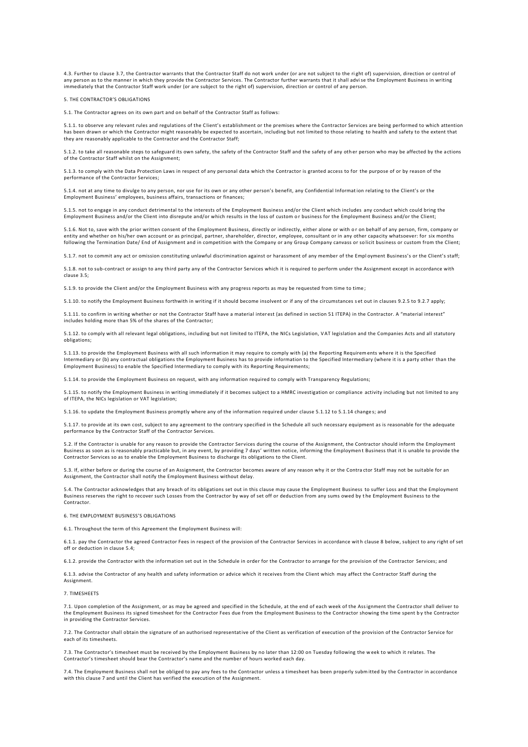4.3. Further to clause 3.7, the Contractor warrants that the Contractor Staff do not work under (or are not subject to the right of) supervision, direction or control of any person as to the manner in which they provide the Contractor Services. The Contractor further warrants that it shall advise the Employment Business in writing immediately that the Contractor Staff work under (or are subject to the right of) supervision, direction or control of any person.

## 5. THE CONTRACTOR'S OBLIGATIONS

5.1. The Contractor agrees on its own part and on behalf of the Contractor Staff as follows:

5.1.1. to observe any relevant rules and regulations of the Client's establishment or the premises where the Contractor Services are being performed to which attention has been drawn or which the Contractor might reasonably be expected to ascertain, including but not limited to those relating to health and safety to the extent that they are reasonably applicable to the Contractor and the Contractor Staff;

5.1.2. to take all reasonable steps to safeguard its own safety, the safety of the Contractor Staff and the safety of any other person who may be affected by the actions of the Contractor Staff whilst on the Assignment;

5.1.3. to comply with the Data Protection Laws in respect of any personal data which the Contractor is granted access to for the purpose of or by reason of the performance of the Contractor Services;

5.1.4. not at any time to divulge to any person, nor use for its own or any other person's benefit, any Confidential Information relating to the Client's or the Employment Business' employees, business affairs, transactions or finances;

5.1.5. not to engage in any conduct detrimental to the interests of the Employment Business and/or the Client which includes any conduct which could bring the Employment Business and/or the Client into disrepute and/or which results in the loss of custom or business for the Employment Business and/or the Client;

5.1.6. Not to, save with the prior written consent of the Employment Business, directly or indirectly, either alone or with or on behalf of any person, firm, company or entity and whether on his/her own account or as principal, partner, shareholder, director, employee, consultant or in any other capacity whatsoever: for six months following the Termination Date/ End of Assignment and in competition with the Company or any Group Company canvass or solicit business or custom from the Client;

5.1.7. not to commit any act or omission constituting unlawful discrimination against or harassment of any member of the Employment Business's or the Client's staff;

5.1.8. not to sub-contract or assign to any third party any of the Contractor Services which it is required to perform under the Assignment except in accordance with clause 3.5;

5.1.9. to provide the Client and/or the Employment Business with any progress reports as may be requested from time to time;

5.1.10. to notify the Employment Business forthwith in writing if it should become insolvent or if any of the circumstances set out in clauses 9.2.5 to 9.2.7 apply;

5.1.11. to confirm in writing whether or not the Contractor Staff have a material interest (as defined in section 51 ITEPA) in the Contractor. A "material interest" includes holding more than 5% of the shares of the Contractor;

5.1.12. to comply with all relevant legal obligations, including but not limited to ITEPA, the NICs Legislation, VAT legislation and the Companies Acts and all statutory obligations;

5.1.13. to provide the Employment Business with all such information it may require to comply with (a) the Reporting Requirements where it is the Specified Intermediary or (b) any contractual obligations the Employment Business has to provide information to the Specified Intermediary (where it is a party other than the Employment Business) to enable the Specified Intermediary to comply with its Reporting Requirements;

5.1.14. to provide the Employment Business on request, with any information required to comply with Transparency Regulations;

5.1.15. to notify the Employment Business in writing immediately if it becomes subject to a HMRC investigation or compliance activity including but not limited to any of ITEPA, the NICs legislation or VAT legislation;

5.1.16. to update the Employment Business promptly where any of the information required under clause 5.1.12 to 5.1.14 changes; and

5.1.17. to provide at its own cost, subject to any agreement to the contrary specified in the Schedule all such necessary equipment as is reasonable for the adequate performance by the Contractor Staff of the Contractor Services.

5.2. If the Contractor is unable for any reason to provide the Contractor Services during the course of the Assignment, the Contractor should inform the Employment Business as soon as is reasonably practicable but, in any event, by providing 7 days' written notice, informing the Employment Business that it is unable to provide the Contractor Services so as to enable the Employment Business to discharge its obligations to the Client.

5.3. If, either before or during the course of an Assignment, the Contractor becomes aware of any reason why it or the Contractor Staff may not be suitable for an Assignment, the Contractor shall notify the Employment Business without delay.

5.4. The Contractor acknowledges that any breach of its obligations set out in this clause may cause the Employment Business to suffer Loss and that the Employment Business reserves the right to recover such Losses from the Contractor by way of set off or deduction from any sums owed by the Employment Business to the Contractor.

## 6. THE EMPLOYMENT BUSINESS'S OBLIGATIONS

6.1. Throughout the term of this Agreement the Employment Business will:

6.1.1. pay the Contractor the agreed Contractor Fees in respect of the provision of the Contractor Services in accordance with clause 8 below, subject to any right of set off or deduction in clause 5.4;

6.1.2. provide the Contractor with the information set out in the Schedule in order for the Contractor to arrange for the provision of the Contractor Services; and

6.1.3. advise the Contractor of any health and safety information or advice which it receives from the Client which may affect the Contractor Staff during the Assignment.

## 7. TIMESHEETS

7.1. Upon completion of the Assignment, or as may be agreed and specified in the Schedule, at the end of each week of the Assignment the Contractor shall deliver to the Employment Business its signed timesheet for the Contractor Fees due from the Employment Business to the Contractor showing the time spent by the Contractor in providing the Contractor Services.

7.2. The Contractor shall obtain the signature of an authorised representative of the Client as verification of execution of the provision of the Contractor Service for each of its timesheets.

7.3. The Contractor's timesheet must be received by the Employment Business by no later than 12:00 on Tuesday following the week to which it relates. The Contractor's timesheet should bear the Contractor's name and the number of hours worked each day.

7.4. The Employment Business shall not be obliged to pay any fees to the Contractor unless a timesheet has been properly submitted by the Contractor in accordance with this clause 7 and until the Client has verified the execution of the Assignment.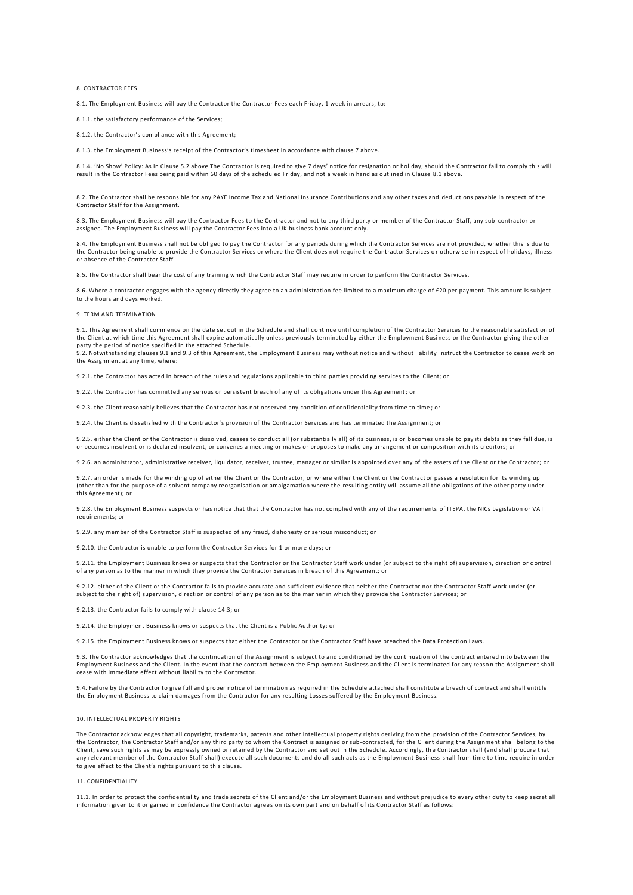## 8. CONTRACTOR FEES

8.1. The Employment Business will pay the Contractor the Contractor Fees each Friday, 1 week in arrears, to:

8.1.1. the satisfactory performance of the Services;

8.1.2. the Contractor's compliance with this Agreement;

8.1.3. the Employment Business's receipt of the Contractor's timesheet in accordance with clause 7 above.

8.1.4. 'No Show' Policy: As in Clause 5.2 above The Contractor is required to give 7 days' notice for resignation or holiday; should the Contractor fail to comply this will result in the Contractor Fees being paid within 60 days of the scheduled Friday, and not a week in hand as outlined in Clause 8.1 above.

8.2. The Contractor shall be responsible for any PAYE Income Tax and National Insurance Contributions and any other taxes and deductions payable in respect of the Contractor Staff for the Assignment.

8.3. The Employment Business will pay the Contractor Fees to the Contractor and not to any third party or member of the Contractor Staff, any sub-contractor or assignee. The Employment Business will pay the Contractor Fees into a UK business bank account only.

8.4. The Employment Business shall not be obliged to pay the Contractor for any periods during which the Contractor Services are not provided, whether this is due to the Contractor being unable to provide the Contractor Services or where the Client does not require the Contractor Services or otherwise in respect of holidays, illness or absence of the Contractor Staff.

8.5. The Contractor shall bear the cost of any training which the Contractor Staff may require in order to perform the Contractor Services.

8.6. Where a contractor engages with the agency directly they agree to an administration fee limited to a maximum charge of £20 per payment. This amount is subject to the hours and days worked.

## 9. TERM AND TERMINATION

9.1. This Agreement shall commence on the date set out in the Schedule and shall continue until completion of the Contractor Services to the reasonable satisfaction of the Client at which time this Agreement shall expire automatically unless previously terminated by either the Employment Business or the Contractor giving the other party the period of notice specified in the attached Schedule.
9.2. Notwithstanding clauses 9.1 and 9.3 of this Agreement, the Employment Business may without notice and without liability instruct the Contractor to cease work on the Assignment at any time, where:

9.2.1. the Contractor has acted in breach of the rules and regulations applicable to third parties providing services to the Client; or

9.2.2. the Contractor has committed any serious or persistent breach of any of its obligations under this Agreement; or

9.2.3. the Client reasonably believes that the Contractor has not observed any condition of confidentiality from time to time; or

9.2.4. the Client is dissatisfied with the Contractor's provision of the Contractor Services and has terminated the Assignment; or

9.2.5. either the Client or the Contractor is dissolved, ceases to conduct all (or substantially all) of its business, is or becomes unable to pay its debts as they fall due, is or becomes insolvent or is declared insolvent, or convenes a meeting or makes or proposes to make any arrangement or composition with its creditors; or

9.2.6. an administrator, administrative receiver, liquidator, receiver, trustee, manager or similar is appointed over any of the assets of the Client or the Contractor; or

9.2.7. an order is made for the winding up of either the Client or the Contractor, or where either the Client or the Contractor passes a resolution for its winding up (other than for the purpose of a solvent company reorganisation or amalgamation where the resulting entity will assume all the obligations of the other party under this Agreement); or

9.2.8. the Employment Business suspects or has notice that that the Contractor has not complied with any of the requirements of ITEPA, the NICs Legislation or VAT requirements; or

9.2.9. any member of the Contractor Staff is suspected of any fraud, dishonesty or serious misconduct; or

9.2.10. the Contractor is unable to perform the Contractor Services for 1 or more days; or

9.2.11. the Employment Business knows or suspects that the Contractor or the Contractor Staff work under (or subject to the right of) supervision, direction or control of any person as to the manner in which they provide the Contractor Services in breach of this Agreement; or

9.2.12. either of the Client or the Contractor fails to provide accurate and sufficient evidence that neither the Contractor nor the Contractor Staff work under (or subject to the right of) supervision, direction or control of any person as to the manner in which they provide the Contractor Services; or

9.2.13. the Contractor fails to comply with clause 14.3; or

9.2.14. the Employment Business knows or suspects that the Client is a Public Authority; or

9.2.15. the Employment Business knows or suspects that either the Contractor or the Contractor Staff have breached the Data Protection Laws.

9.3. The Contractor acknowledges that the continuation of the Assignment is subject to and conditioned by the continuation of the contract entered into between the Employment Business and the Client. In the event that the contract between the Employment Business and the Client is terminated for any reason the Assignment shall cease with immediate effect without liability to the Contractor.

9.4. Failure by the Contractor to give full and proper notice of termination as required in the Schedule attached shall constitute a breach of contract and shall entitle the Employment Business to claim damages from the Contractor for any resulting Losses suffered by the Employment Business.

## 10. INTELLECTUAL PROPERTY RIGHTS

The Contractor acknowledges that all copyright, trademarks, patents and other intellectual property rights deriving from the provision of the Contractor Services, by the Contractor, the Contractor Staff and/or any third party to whom the Contract is assigned or sub-contracted, for the Client during the Assignment shall belong to the Client, save such rights as may be expressly owned or retained by the Contractor and set out in the Schedule. Accordingly, the Contractor shall (and shall procure that any relevant member of the Contractor Staff shall) execute all such documents and do all such acts as the Employment Business shall from time to time require in order to give effect to the Client's rights pursuant to this clause.

## 11. CONFIDENTIALITY

11.1. In order to protect the confidentiality and trade secrets of the Client and/or the Employment Business and without prejudice to every other duty to keep secret all information given to it or gained in confidence the Contractor agrees on its own part and on behalf of its Contractor Staff as follows: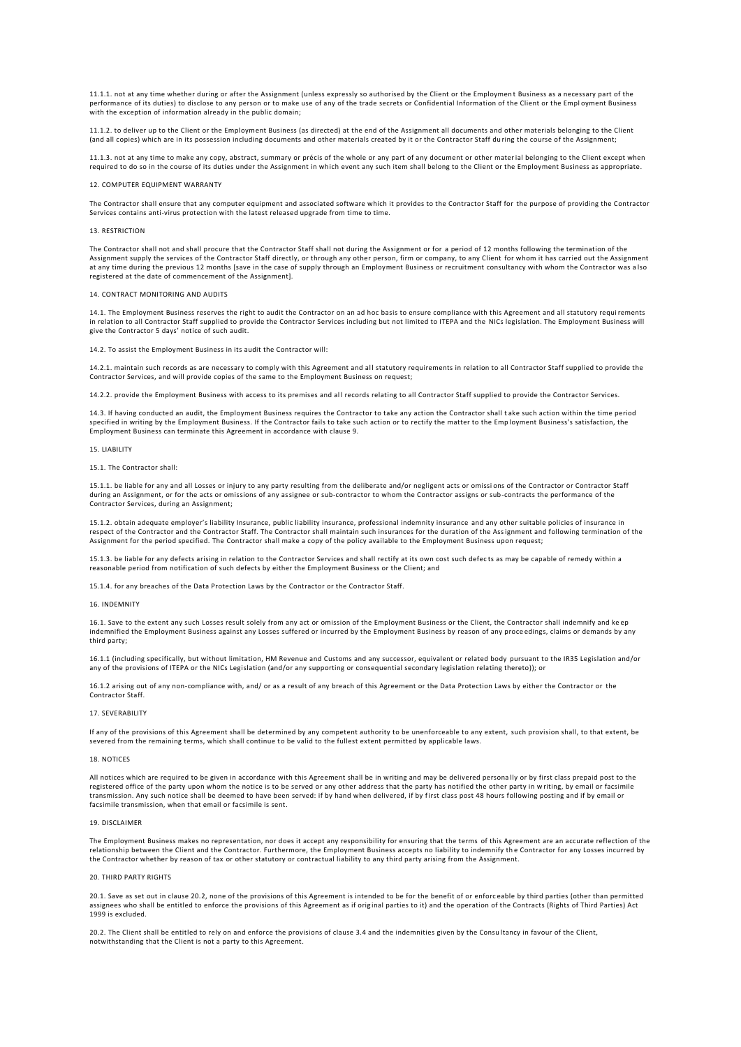11.1.1. not at any time whether during or after the Assignment (unless expressly so authorised by the Client or the Employment Business as a necessary part of the performance of its duties) to disclose to any person or to make use of any of the trade secrets or Confidential Information of the Client or the Employment Business with the exception of information already in the public domain;

11.1.2. to deliver up to the Client or the Employment Business (as directed) at the end of the Assignment all documents and other materials belonging to the Client (and all copies) which are in its possession including documents and other materials created by it or the Contractor Staff during the course of the Assignment;

11.1.3. not at any time to make any copy, abstract, summary or précis of the whole or any part of any document or other material belonging to the Client except when required to do so in the course of its duties under the Assignment in which event any such item shall belong to the Client or the Employment Business as appropriate.

12. COMPUTER EQUIPMENT WARRANTY

The Contractor shall ensure that any computer equipment and associated software which it provides to the Contractor Staff for the purpose of providing the Contractor Services contains anti-virus protection with the latest released upgrade from time to time.

13. RESTRICTION

The Contractor shall not and shall procure that the Contractor Staff shall not during the Assignment or for a period of 12 months following the termination of the Assignment supply the services of the Contractor Staff directly, or through any other person, firm or company, to any Client for whom it has carried out the Assignment at any time during the previous 12 months [save in the case of supply through an Employment Business or recruitment consultancy with whom the Contractor was also registered at the date of commencement of the Assignment].

14. CONTRACT MONITORING AND AUDITS

14.1. The Employment Business reserves the right to audit the Contractor on an ad hoc basis to ensure compliance with this Agreement and all statutory requirements in relation to all Contractor Staff supplied to provide the Contractor Services including but not limited to ITEPA and the NICs legislation. The Employment Business will give the Contractor 5 days' notice of such audit.

14.2. To assist the Employment Business in its audit the Contractor will:

14.2.1. maintain such records as are necessary to comply with this Agreement and all statutory requirements in relation to all Contractor Staff supplied to provide the Contractor Services, and will provide copies of the same to the Employment Business on request;

14.2.2. provide the Employment Business with access to its premises and all records relating to all Contractor Staff supplied to provide the Contractor Services.

14.3. If having conducted an audit, the Employment Business requires the Contractor to take any action the Contractor shall take such action within the time period specified in writing by the Employment Business. If the Contractor fails to take such action or to rectify the matter to the Employment Business's satisfaction, the Employment Business can terminate this Agreement in accordance with clause 9.

15. LIABILITY

15.1. The Contractor shall:

15.1.1. be liable for any and all Losses or injury to any party resulting from the deliberate and/or negligent acts or omissions of the Contractor or Contractor Staff during an Assignment, or for the acts or omissions of any assignee or sub-contractor to whom the Contractor assigns or sub-contracts the performance of the Contractor Services, during an Assignment;

15.1.2. obtain adequate employer's liability Insurance, public liability insurance, professional indemnity insurance and any other suitable policies of insurance in respect of the Contractor and the Contractor Staff. The Contractor shall maintain such insurances for the duration of the Assignment and following termination of the Assignment for the period specified. The Contractor shall make a copy of the policy available to the Employment Business upon request;

15.1.3. be liable for any defects arising in relation to the Contractor Services and shall rectify at its own cost such defects as may be capable of remedy within a reasonable period from notification of such defects by either the Employment Business or the Client; and

15.1.4. for any breaches of the Data Protection Laws by the Contractor or the Contractor Staff.

16. INDEMNITY

16.1. Save to the extent any such Losses result solely from any act or omission of the Employment Business or the Client, the Contractor shall indemnify and keep indemnified the Employment Business against any Losses suffered or incurred by the Employment Business by reason of any proceedings, claims or demands by any third party;

16.1.1 (including specifically, but without limitation, HM Revenue and Customs and any successor, equivalent or related body pursuant to the IR35 Legislation and/or any of the provisions of ITEPA or the NICs Legislation (and/or any supporting or consequential secondary legislation relating thereto)); or

16.1.2 arising out of any non-compliance with, and/ or as a result of any breach of this Agreement or the Data Protection Laws by either the Contractor or the Contractor Staff.

17. SEVERABILITY

If any of the provisions of this Agreement shall be determined by any competent authority to be unenforceable to any extent, such provision shall, to that extent, be severed from the remaining terms, which shall continue to be valid to the fullest extent permitted by applicable laws.

18. NOTICES

All notices which are required to be given in accordance with this Agreement shall be in writing and may be delivered personally or by first class prepaid post to the registered office of the party upon whom the notice is to be served or any other address that the party has notified the other party in writing, by email or facsimile transmission. Any such notice shall be deemed to have been served: if by hand when delivered, if by first class post 48 hours following posting and if by email or facsimile transmission, when that email or facsimile is sent.

19. DISCLAIMER

The Employment Business makes no representation, nor does it accept any responsibility for ensuring that the terms of this Agreement are an accurate reflection of the relationship between the Client and the Contractor. Furthermore, the Employment Business accepts no liability to indemnify the Contractor for any Losses incurred by the Contractor whether by reason of tax or other statutory or contractual liability to any third party arising from the Assignment.

20. THIRD PARTY RIGHTS

20.1. Save as set out in clause 20.2, none of the provisions of this Agreement is intended to be for the benefit of or enforceable by third parties (other than permitted assignees who shall be entitled to enforce the provisions of this Agreement as if original parties to it) and the operation of the Contracts (Rights of Third Parties) Act 1999 is excluded.

20.2. The Client shall be entitled to rely on and enforce the provisions of clause 3.4 and the indemnities given by the Consultancy in favour of the Client, notwithstanding that the Client is not a party to this Agreement.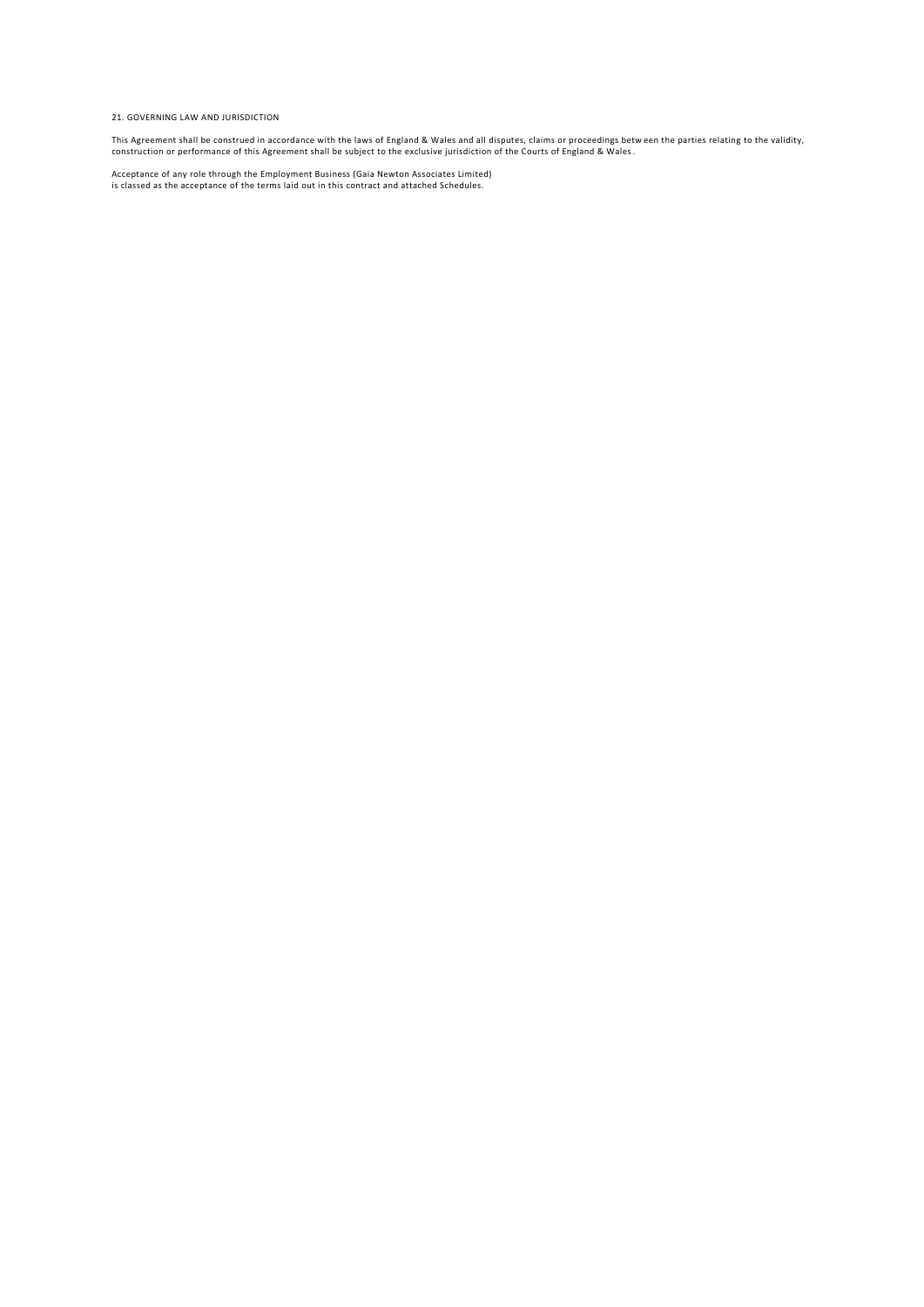## 21. GOVERNING LAW AND JURISDICTION

This Agreement shall be construed in accordance with the laws of England & Wales and all disputes, claims or proceedings between the parties relating to the validity, construction or performance of this Agreement shall be subject to the exclusive jurisdiction of the Courts of England & Wales.

Acceptance of any role through the Employment Business (Gaia Newton Associates Limited) is classed as the acceptance of the terms laid out in this contract and attached Schedules.